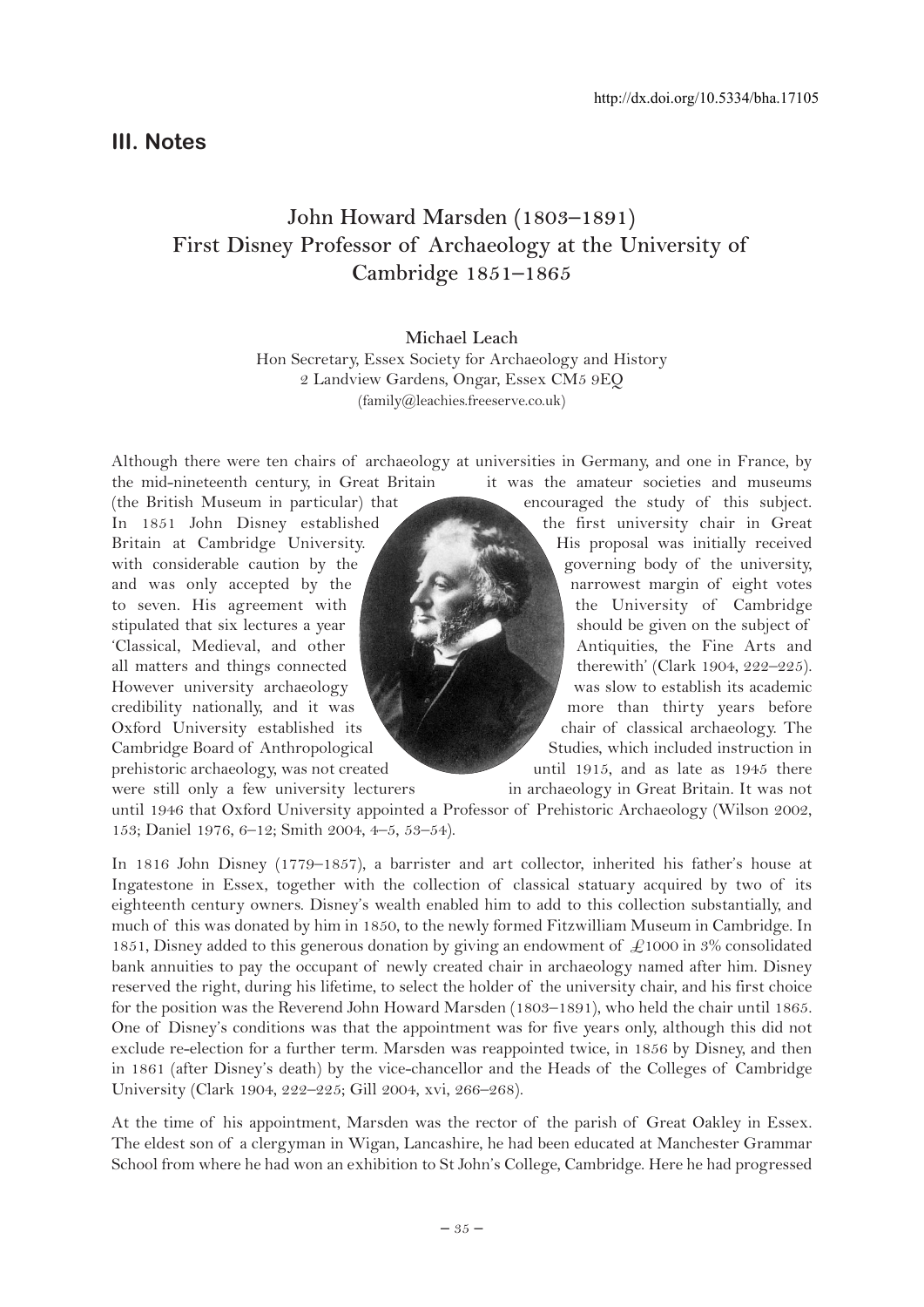http://dx.doi.org/10.5334/bha.17105

## III. Notes

# John Howard Marsden (1803–1891) First Disney Professor of Archaeology at the University of Cambridge 1851–1865

**Michael Leach**
Hon Secretary, Essex Society for Archaeology and History
2 Landview Gardens, Ongar, Essex CM5 9EQ
(family@leachies.freeserve.co.uk)

Although there were ten chairs of archaeology at universities in Germany, and one in France, by the mid-nineteenth century, in Great Britain it was the amateur societies and museums (the British Museum in particular) that encouraged the study of this subject. In 1851 John Disney established the first university chair in Great Britain at Cambridge University. His proposal was initially received with considerable caution by the governing body of the university, and was only accepted by the narrowest margin of eight votes to seven. His agreement with the University of Cambridge stipulated that six lectures a year should be given on the subject of 'Classical, Medieval, and other Antiquities, the Fine Arts and all matters and things connected therewith' (Clark 1904, 222–225). However university archaeology was slow to establish its academic credibility nationally, and it was more than thirty years before Oxford University established its chair of classical archaeology. The Cambridge Board of Anthropological Studies, which included instruction in prehistoric archaeology, was not created until 1915, and as late as 1945 there were still only a few university lecturers in archaeology in Great Britain. It was not until 1946 that Oxford University appointed a Professor of Prehistoric Archaeology (Wilson 2002, 153; Daniel 1976, 6–12; Smith 2004, 4–5, 53–54).

In 1816 John Disney (1779–1857), a barrister and art collector, inherited his father's house at Ingatestone in Essex, together with the collection of classical statuary acquired by two of its eighteenth century owners. Disney's wealth enabled him to add to this collection substantially, and much of this was donated by him in 1850, to the newly formed Fitzwilliam Museum in Cambridge. In 1851, Disney added to this generous donation by giving an endowment of £1000 in 3% consolidated bank annuities to pay the occupant of newly created chair in archaeology named after him. Disney reserved the right, during his lifetime, to select the holder of the university chair, and his first choice for the position was the Reverend John Howard Marsden (1803–1891), who held the chair until 1865. One of Disney's conditions was that the appointment was for five years only, although this did not exclude re-election for a further term. Marsden was reappointed twice, in 1856 by Disney, and then in 1861 (after Disney's death) by the vice-chancellor and the Heads of the Colleges of Cambridge University (Clark 1904, 222–225; Gill 2004, xvi, 266–268).

At the time of his appointment, Marsden was the rector of the parish of Great Oakley in Essex. The eldest son of a clergyman in Wigan, Lancashire, he had been educated at Manchester Grammar School from where he had won an exhibition to St John's College, Cambridge. Here he had progressed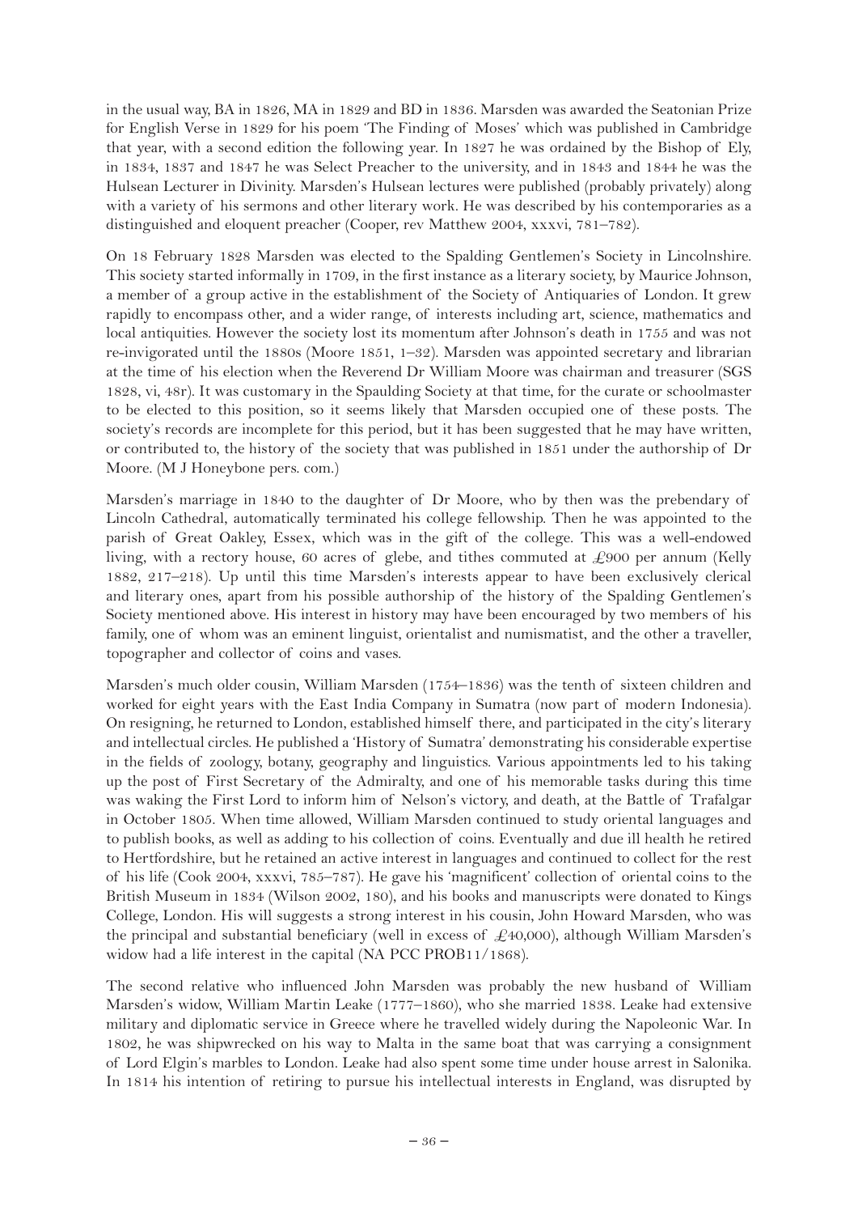in the usual way, BA in 1826, MA in 1829 and BD in 1836. Marsden was awarded the Seatonian Prize for English Verse in 1829 for his poem 'The Finding of Moses' which was published in Cambridge that year, with a second edition the following year. In 1827 he was ordained by the Bishop of Ely, in 1834, 1837 and 1847 he was Select Preacher to the university, and in 1843 and 1844 he was the Hulsean Lecturer in Divinity. Marsden's Hulsean lectures were published (probably privately) along with a variety of his sermons and other literary work. He was described by his contemporaries as a distinguished and eloquent preacher (Cooper, rev Matthew 2004, xxxvi, 781–782).

On 18 February 1828 Marsden was elected to the Spalding Gentlemen's Society in Lincolnshire. This society started informally in 1709, in the first instance as a literary society, by Maurice Johnson, a member of a group active in the establishment of the Society of Antiquaries of London. It grew rapidly to encompass other, and a wider range, of interests including art, science, mathematics and local antiquities. However the society lost its momentum after Johnson's death in 1755 and was not re-invigorated until the 1880s (Moore 1851, 1–32). Marsden was appointed secretary and librarian at the time of his election when the Reverend Dr William Moore was chairman and treasurer (SGS 1828, vi, 48r). It was customary in the Spaulding Society at that time, for the curate or schoolmaster to be elected to this position, so it seems likely that Marsden occupied one of these posts. The society's records are incomplete for this period, but it has been suggested that he may have written, or contributed to, the history of the society that was published in 1851 under the authorship of Dr Moore. (M J Honeybone pers. com.)

Marsden's marriage in 1840 to the daughter of Dr Moore, who by then was the prebendary of Lincoln Cathedral, automatically terminated his college fellowship. Then he was appointed to the parish of Great Oakley, Essex, which was in the gift of the college. This was a well-endowed living, with a rectory house, 60 acres of glebe, and tithes commuted at £900 per annum (Kelly 1882, 217–218). Up until this time Marsden's interests appear to have been exclusively clerical and literary ones, apart from his possible authorship of the history of the Spalding Gentlemen's Society mentioned above. His interest in history may have been encouraged by two members of his family, one of whom was an eminent linguist, orientalist and numismatist, and the other a traveller, topographer and collector of coins and vases.

Marsden's much older cousin, William Marsden (1754–1836) was the tenth of sixteen children and worked for eight years with the East India Company in Sumatra (now part of modern Indonesia). On resigning, he returned to London, established himself there, and participated in the city's literary and intellectual circles. He published a 'History of Sumatra' demonstrating his considerable expertise in the fields of zoology, botany, geography and linguistics. Various appointments led to his taking up the post of First Secretary of the Admiralty, and one of his memorable tasks during this time was waking the First Lord to inform him of Nelson's victory, and death, at the Battle of Trafalgar in October 1805. When time allowed, William Marsden continued to study oriental languages and to publish books, as well as adding to his collection of coins. Eventually and due ill health he retired to Hertfordshire, but he retained an active interest in languages and continued to collect for the rest of his life (Cook 2004, xxxvi, 785–787). He gave his 'magnificent' collection of oriental coins to the British Museum in 1834 (Wilson 2002, 180), and his books and manuscripts were donated to Kings College, London. His will suggests a strong interest in his cousin, John Howard Marsden, who was the principal and substantial beneficiary (well in excess of £40,000), although William Marsden's widow had a life interest in the capital (NA PCC PROB11/1868).

The second relative who influenced John Marsden was probably the new husband of William Marsden's widow, William Martin Leake (1777–1860), who she married 1838. Leake had extensive military and diplomatic service in Greece where he travelled widely during the Napoleonic War. In 1802, he was shipwrecked on his way to Malta in the same boat that was carrying a consignment of Lord Elgin's marbles to London. Leake had also spent some time under house arrest in Salonika. In 1814 his intention of retiring to pursue his intellectual interests in England, was disrupted by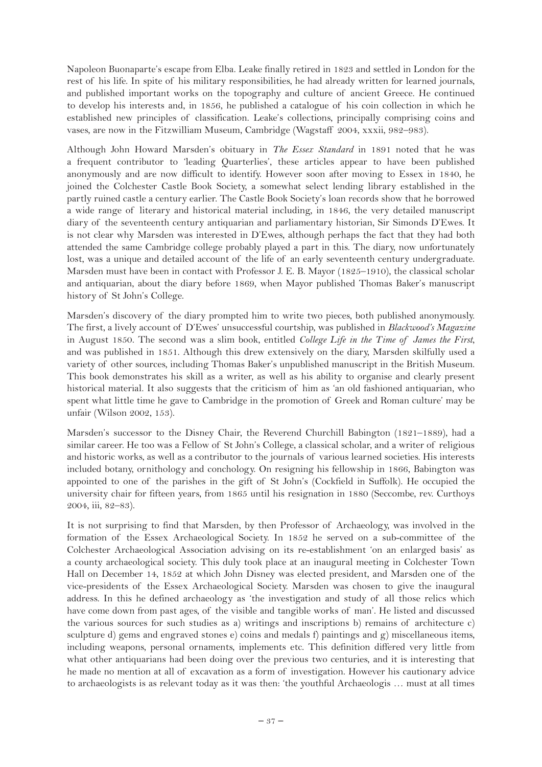Napoleon Buonaparte's escape from Elba. Leake finally retired in 1823 and settled in London for the rest of his life. In spite of his military responsibilities, he had already written for learned journals, and published important works on the topography and culture of ancient Greece. He continued to develop his interests and, in 1856, he published a catalogue of his coin collection in which he established new principles of classification. Leake's collections, principally comprising coins and vases, are now in the Fitzwilliam Museum, Cambridge (Wagstaff 2004, xxxii, 982–983).

Although John Howard Marsden's obituary in *The Essex Standard* in 1891 noted that he was a frequent contributor to 'leading Quarterlies', these articles appear to have been published anonymously and are now difficult to identify. However soon after moving to Essex in 1840, he joined the Colchester Castle Book Society, a somewhat select lending library established in the partly ruined castle a century earlier. The Castle Book Society's loan records show that he borrowed a wide range of literary and historical material including, in 1846, the very detailed manuscript diary of the seventeenth century antiquarian and parliamentary historian, Sir Simonds D'Ewes. It is not clear why Marsden was interested in D'Ewes, although perhaps the fact that they had both attended the same Cambridge college probably played a part in this. The diary, now unfortunately lost, was a unique and detailed account of the life of an early seventeenth century undergraduate. Marsden must have been in contact with Professor J. E. B. Mayor (1825–1910), the classical scholar and antiquarian, about the diary before 1869, when Mayor published Thomas Baker's manuscript history of St John's College.

Marsden's discovery of the diary prompted him to write two pieces, both published anonymously. The first, a lively account of D'Ewes' unsuccessful courtship, was published in *Blackwood's Magazine* in August 1850. The second was a slim book, entitled *College Life in the Time of James the First*, and was published in 1851. Although this drew extensively on the diary, Marsden skilfully used a variety of other sources, including Thomas Baker's unpublished manuscript in the British Museum. This book demonstrates his skill as a writer, as well as his ability to organise and clearly present historical material. It also suggests that the criticism of him as 'an old fashioned antiquarian, who spent what little time he gave to Cambridge in the promotion of Greek and Roman culture' may be unfair (Wilson 2002, 153).

Marsden's successor to the Disney Chair, the Reverend Churchill Babington (1821–1889), had a similar career. He too was a Fellow of St John's College, a classical scholar, and a writer of religious and historic works, as well as a contributor to the journals of various learned societies. His interests included botany, ornithology and conchology. On resigning his fellowship in 1866, Babington was appointed to one of the parishes in the gift of St John's (Cockfield in Suffolk). He occupied the university chair for fifteen years, from 1865 until his resignation in 1880 (Seccombe, rev. Curthoys 2004, iii, 82–83).

It is not surprising to find that Marsden, by then Professor of Archaeology, was involved in the formation of the Essex Archaeological Society. In 1852 he served on a sub-committee of the Colchester Archaeological Association advising on its re-establishment 'on an enlarged basis' as a county archaeological society. This duly took place at an inaugural meeting in Colchester Town Hall on December 14, 1852 at which John Disney was elected president, and Marsden one of the vice-presidents of the Essex Archaeological Society. Marsden was chosen to give the inaugural address. In this he defined archaeology as 'the investigation and study of all those relics which have come down from past ages, of the visible and tangible works of man'. He listed and discussed the various sources for such studies as a) writings and inscriptions b) remains of architecture c) sculpture d) gems and engraved stones e) coins and medals f) paintings and g) miscellaneous items, including weapons, personal ornaments, implements etc. This definition differed very little from what other antiquarians had been doing over the previous two centuries, and it is interesting that he made no mention at all of excavation as a form of investigation. However his cautionary advice to archaeologists is as relevant today as it was then: 'the youthful Archaeologis … must at all times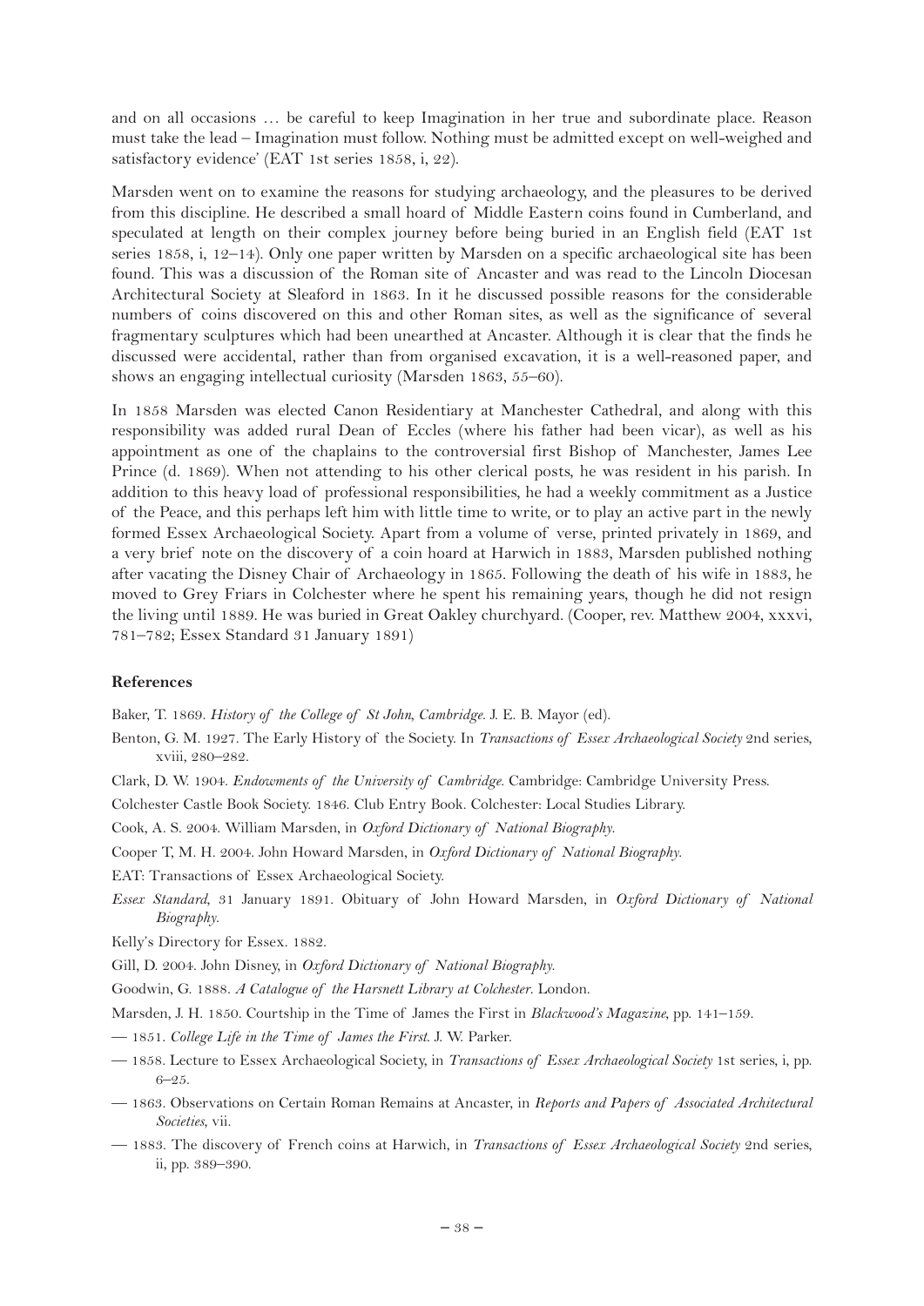and on all occasions … be careful to keep Imagination in her true and subordinate place. Reason must take the lead – Imagination must follow. Nothing must be admitted except on well-weighed and satisfactory evidence' (EAT 1st series 1858, i, 22).

Marsden went on to examine the reasons for studying archaeology, and the pleasures to be derived from this discipline. He described a small hoard of Middle Eastern coins found in Cumberland, and speculated at length on their complex journey before being buried in an English field (EAT 1st series 1858, i, 12–14). Only one paper written by Marsden on a specific archaeological site has been found. This was a discussion of the Roman site of Ancaster and was read to the Lincoln Diocesan Architectural Society at Sleaford in 1863. In it he discussed possible reasons for the considerable numbers of coins discovered on this and other Roman sites, as well as the significance of several fragmentary sculptures which had been unearthed at Ancaster. Although it is clear that the finds he discussed were accidental, rather than from organised excavation, it is a well-reasoned paper, and shows an engaging intellectual curiosity (Marsden 1863, 55–60).

In 1858 Marsden was elected Canon Residentiary at Manchester Cathedral, and along with this responsibility was added rural Dean of Eccles (where his father had been vicar), as well as his appointment as one of the chaplains to the controversial first Bishop of Manchester, James Lee Prince (d. 1869). When not attending to his other clerical posts, he was resident in his parish. In addition to this heavy load of professional responsibilities, he had a weekly commitment as a Justice of the Peace, and this perhaps left him with little time to write, or to play an active part in the newly formed Essex Archaeological Society. Apart from a volume of verse, printed privately in 1869, and a very brief note on the discovery of a coin hoard at Harwich in 1883, Marsden published nothing after vacating the Disney Chair of Archaeology in 1865. Following the death of his wife in 1883, he moved to Grey Friars in Colchester where he spent his remaining years, though he did not resign the living until 1889. He was buried in Great Oakley churchyard. (Cooper, rev. Matthew 2004, xxxvi, 781–782; Essex Standard 31 January 1891)

### References

Baker, T. 1869. *History of the College of St John, Cambridge*. J. E. B. Mayor (ed).

Benton, G. M. 1927. The Early History of the Society. In *Transactions of Essex Archaeological Society* 2nd series, xviii, 280–282.

Clark, D. W. 1904. *Endowments of the University of Cambridge*. Cambridge: Cambridge University Press.

Colchester Castle Book Society. 1846. Club Entry Book. Colchester: Local Studies Library.

Cook, A. S. 2004. William Marsden, in *Oxford Dictionary of National Biography*.

Cooper T, M. H. 2004. John Howard Marsden, in *Oxford Dictionary of National Biography*.

EAT: Transactions of Essex Archaeological Society.

*Essex Standard*, 31 January 1891. Obituary of John Howard Marsden, in *Oxford Dictionary of National Biography*.

Kelly's Directory for Essex. 1882.

Gill, D. 2004. John Disney, in *Oxford Dictionary of National Biography*.

Goodwin, G. 1888. *A Catalogue of the Harsnett Library at Colchester*. London.

Marsden, J. H. 1850. Courtship in the Time of James the First in *Blackwood's Magazine*, pp. 141–159.

— 1851. *College Life in the Time of James the First*. J. W. Parker.

— 1858. Lecture to Essex Archaeological Society, in *Transactions of Essex Archaeological Society* 1st series, i, pp. 6–25.

— 1863. Observations on Certain Roman Remains at Ancaster, in *Reports and Papers of Associated Architectural Societies*, vii.

— 1883. The discovery of French coins at Harwich, in *Transactions of Essex Archaeological Society* 2nd series, ii, pp. 389–390.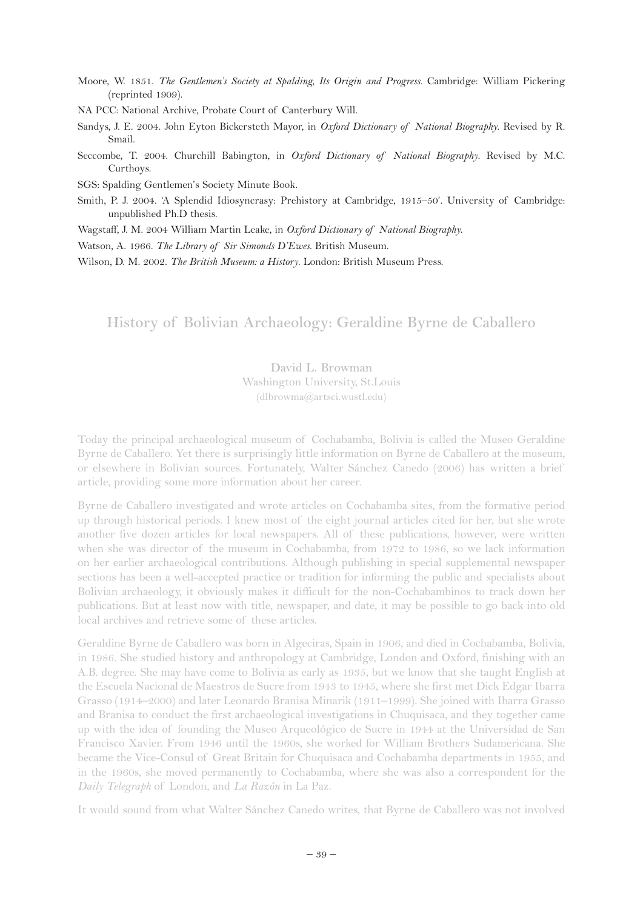Moore, W. 1851. *The Gentlemen's Society at Spalding, Its Origin and Progress.* Cambridge: William Pickering (reprinted 1909).

NA PCC: National Archive, Probate Court of Canterbury Will.

Sandys, J. E. 2004. John Eyton Bickersteth Mayor, in *Oxford Dictionary of National Biography.* Revised by R. Smail.

Seccombe, T. 2004. Churchill Babington, in *Oxford Dictionary of National Biography.* Revised by M.C. Curthoys.

SGS: Spalding Gentlemen's Society Minute Book.

Smith, P. J. 2004. 'A Splendid Idiosyncrasy: Prehistory at Cambridge, 1915–50'. University of Cambridge: unpublished Ph.D thesis.

Wagstaff, J. M. 2004 William Martin Leake, in *Oxford Dictionary of National Biography.*

Watson, A. 1966. *The Library of Sir Simonds D'Ewes.* British Museum.

Wilson, D. M. 2002. *The British Museum: a History.* London: British Museum Press.

## History of Bolivian Archaeology: Geraldine Byrne de Caballero

David L. Browman
Washington University, St.Louis
(dlbrowma@artsci.wustl.edu)

Today the principal archaeological museum of Cochabamba, Bolivia is called the Museo Geraldine Byrne de Caballero. Yet there is surprisingly little information on Byrne de Caballero at the museum, or elsewhere in Bolivian sources. Fortunately, Walter Sánchez Canedo (2006) has written a brief article, providing some more information about her career.

Byrne de Caballero investigated and wrote articles on Cochabamba sites, from the formative period up through historical periods. I knew most of the eight journal articles cited for her, but she wrote another five dozen articles for local newspapers. All of these publications, however, were written when she was director of the museum in Cochabamba, from 1972 to 1986, so we lack information on her earlier archaeological contributions. Although publishing in special supplemental newspaper sections has been a well-accepted practice or tradition for informing the public and specialists about Bolivian archaeology, it obviously makes it difficult for the non-Cochabambinos to track down her publications. But at least now with title, newspaper, and date, it may be possible to go back into old local archives and retrieve some of these articles.

Geraldine Byrne de Caballero was born in Algeciras, Spain in 1906, and died in Cochabamba, Bolivia, in 1986. She studied history and anthropology at Cambridge, London and Oxford, finishing with an A.B. degree. She may have come to Bolivia as early as 1935, but we know that she taught English at the Escuela Nacional de Maestros de Sucre from 1943 to 1945, where she first met Dick Edgar Ibarra Grasso (1914–2000) and later Leonardo Branisa Minarik (1911–1999). She joined with Ibarra Grasso and Branisa to conduct the first archaeological investigations in Chuquisaca, and they together came up with the idea of founding the Museo Arqueológico de Sucre in 1944 at the Universidad de San Francisco Xavier. From 1946 until the 1960s, she worked for William Brothers Sudamericana. She became the Vice-Consul of Great Britain for Chuquisaca and Cochabamba departments in 1955, and in the 1960s, she moved permanently to Cochabamba, where she was also a correspondent for the *Daily Telegraph* of London, and *La Razón* in La Paz.

It would sound from what Walter Sánchez Canedo writes, that Byrne de Caballero was not involved